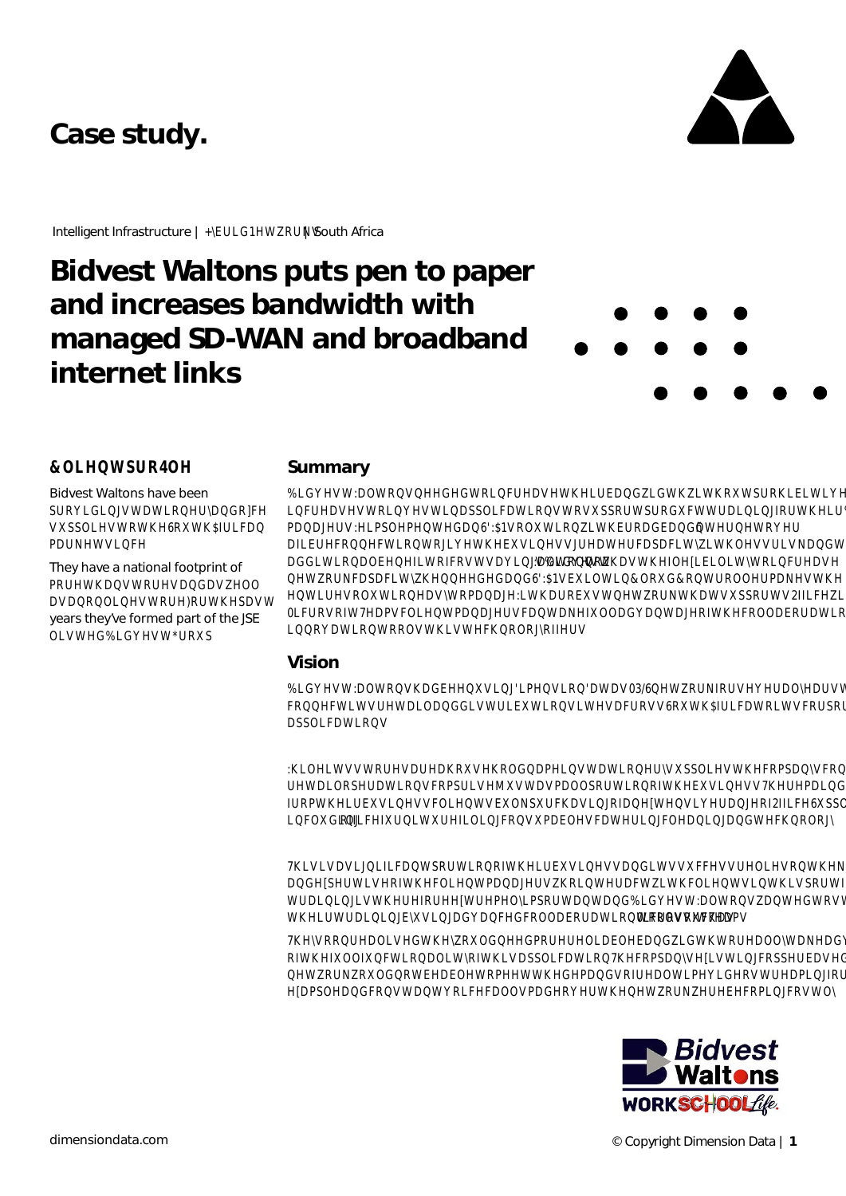# Case study.

Intelligent Infrastructure | Hybrid Networks | South Africa

# Bidvest Waltons puts pen to paper and increases bandwidth with managed SD-WAN and broadband internet links

## Client profile

Bidvest Waltons have been providing stationery and office supplies to the South African market since

They have a national footprint of more than stores and a well as an online store. For the past years they've formed part of the JSE listed Bidvest Group

## Summary

Bidvest Waltons needed to increase their bandwidth without prohibitive increases to invest in applications to support product training for their managers. We implemented and SD-WAN solution with broadband internet over a fibre connection to give the business greater capacity with less risk and t additional benefit of cost savings. Bidvest Waltons now has the flexibility to increase network capacity when needed and SD-WAN built-in Cloud Controller makes the entire solution easy to manage. With a robust network that supports Office wit Microsoft Teams client managers can take full advantage of the collaboratio innovation tools this technology offers

## Vision

Bidvest Waltons had been using Dimension Data's MPLS network for several years t connect its retail and distribution sites across South African locations for corpor applications

While its stores are a household name in stationery supplies the company's con retail operations comprise just a small portion of the business. The main and from their business clients bulk purchasing an extensive range of Office Suppl including office furniture, filing, consumables, catering, cleaning and technology

This is a significant portion of their business and its success relies on the kn and expertise of the client managers who interact with clients in this sort fi training is therefore extremely important and Bidvest Waltons wanted to st their training by using advanced collaboration tools such as Teams

They soon realised they would need more reliable bandwidth to really take adv of the full functionality of this application. The company's existing copper-based network would not be able to meet the demands of real-time video streaming for example and constant voice calls made over the network were becoming costly

Bidvest Waltons WORK SCHOOL Life.

dimensiondata.com

© Copyright Dimension Data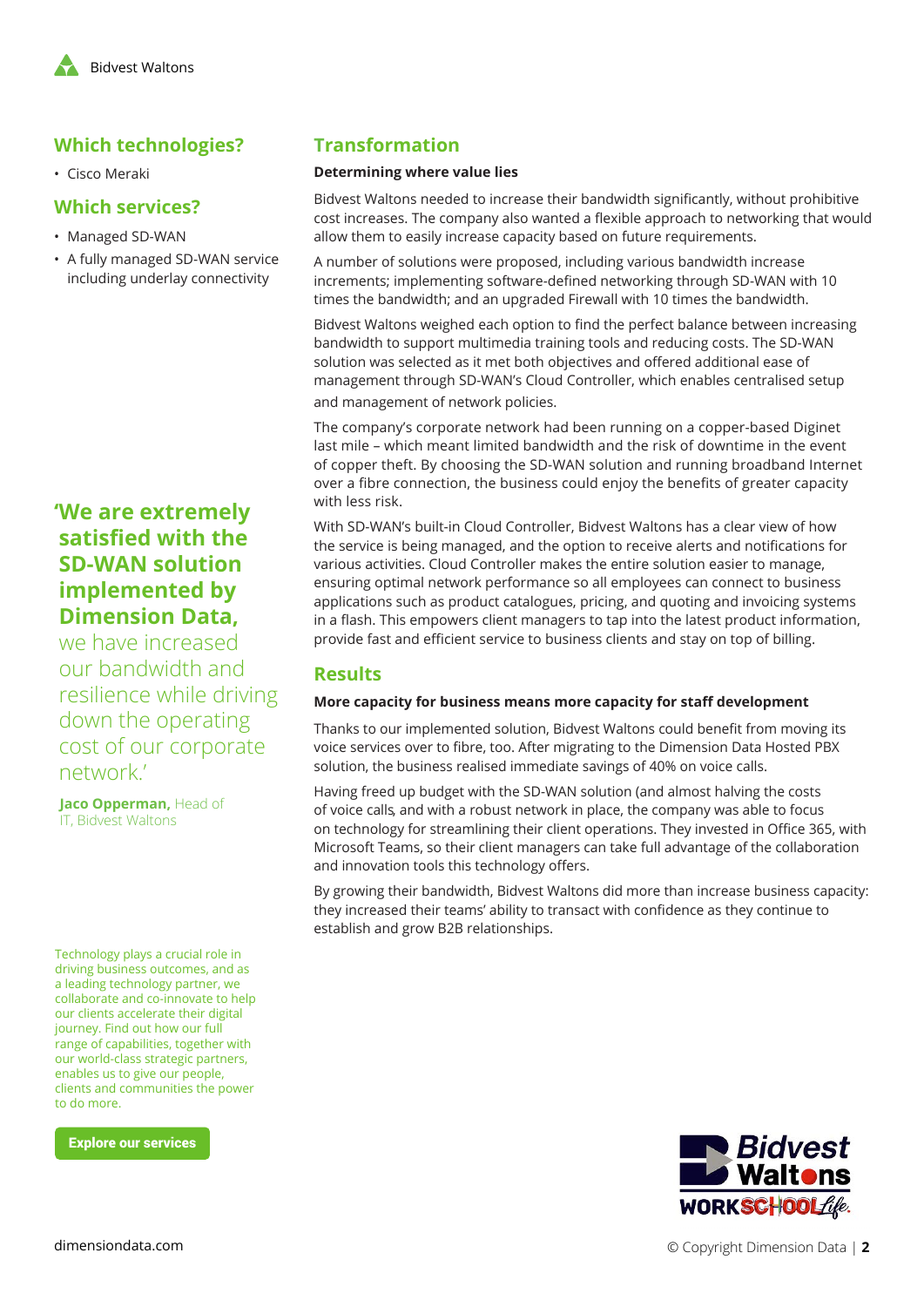## Which technologies?

- Cisco Meraki

## Which services?

- Managed SD-WAN
- A fully managed SD-WAN service including underlay connectivity

**'We are extremely satisfied with the SD-WAN solution implemented by Dimension Data,** we have increased our bandwidth and resilience while driving down the operating cost of our corporate network.'

**Jaco Opperman,** Head of IT, Bidvest Waltons

## Transformation

**Determining where value lies**

Bidvest Waltons needed to increase their bandwidth significantly, without prohibitive cost increases. The company also wanted a flexible approach to networking that would allow them to easily increase capacity based on future requirements.

A number of solutions were proposed, including various bandwidth increase increments; implementing software-defined networking through SD-WAN with 10 times the bandwidth; and an upgraded Firewall with 10 times the bandwidth.

Bidvest Waltons weighed each option to find the perfect balance between increasing bandwidth to support multimedia training tools and reducing costs. The SD-WAN solution was selected as it met both objectives and offered additional ease of management through SD-WAN's Cloud Controller, which enables centralised setup and management of network policies.

The company's corporate network had been running on a copper-based Diginet last mile – which meant limited bandwidth and the risk of downtime in the event of copper theft. By choosing the SD-WAN solution and running broadband Internet over a fibre connection, the business could enjoy the benefits of greater capacity with less risk.

With SD-WAN's built-in Cloud Controller, Bidvest Waltons has a clear view of how the service is being managed, and the option to receive alerts and notifications for various activities. Cloud Controller makes the entire solution easier to manage, ensuring optimal network performance so all employees can connect to business applications such as product catalogues, pricing, and quoting and invoicing systems in a flash. This empowers client managers to tap into the latest product information, provide fast and efficient service to business clients and stay on top of billing.

## Results

**More capacity for business means more capacity for staff development**

Thanks to our implemented solution, Bidvest Waltons could benefit from moving its voice services over to fibre, too. After migrating to the Dimension Data Hosted PBX solution, the business realised immediate savings of 40% on voice calls.

Having freed up budget with the SD-WAN solution (and almost halving the costs of voice calls, and with a robust network in place, the company was able to focus on technology for streamlining their client operations. They invested in Office 365, with Microsoft Teams, so their client managers can take full advantage of the collaboration and innovation tools this technology offers.

By growing their bandwidth, Bidvest Waltons did more than increase business capacity: they increased their teams' ability to transact with confidence as they continue to establish and grow B2B relationships.

Technology plays a crucial role in driving business outcomes, and as a leading technology partner, we collaborate and co-innovate to help our clients accelerate their digital journey. Find out how our full range of capabilities, together with our world-class strategic partners, enables us to give our people, clients and communities the power to do more.

Explore our services

dimensiondata.com

© Copyright Dimension Data